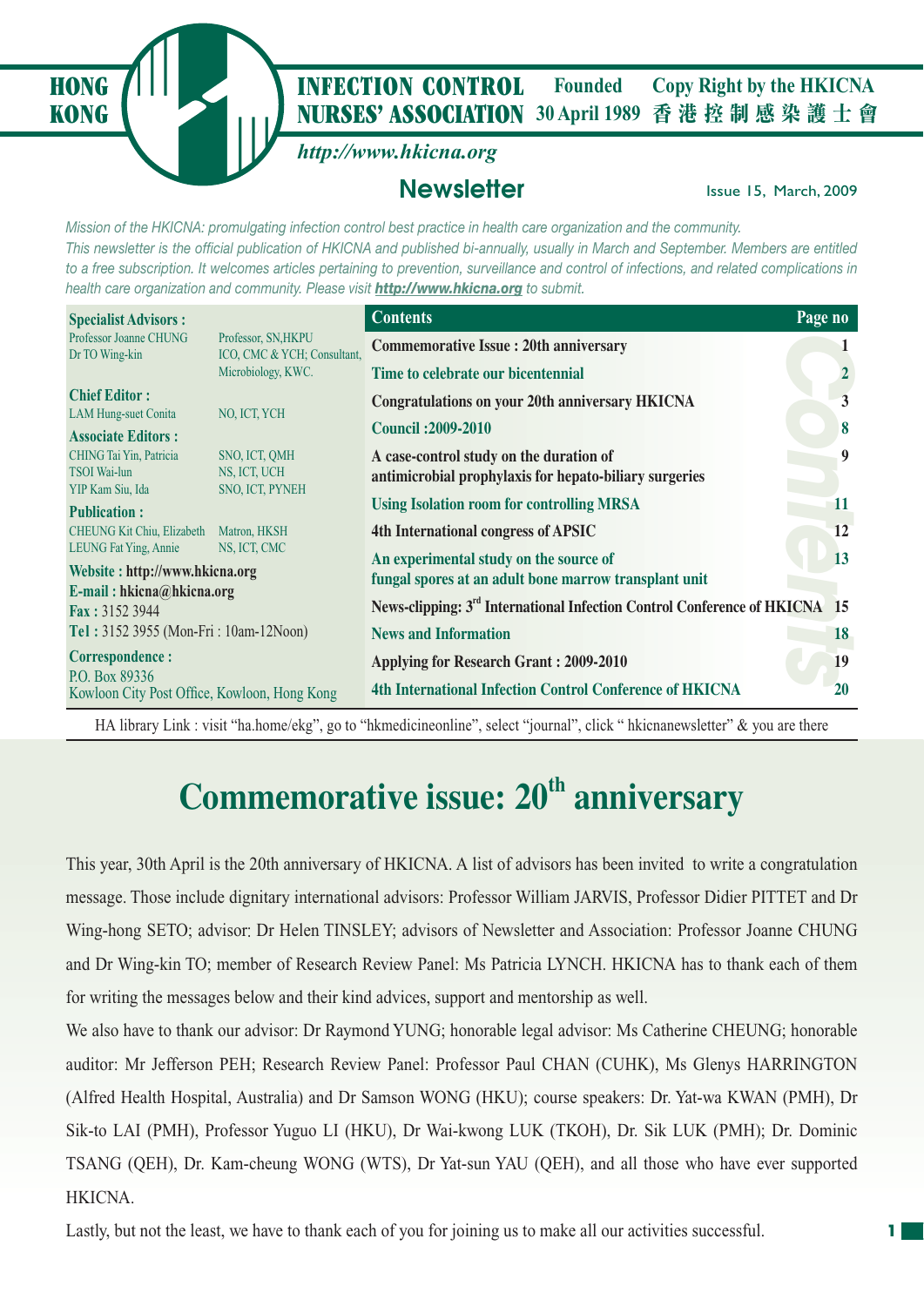# HONG KONG INFECTION CONTROL NURSES' ASSOCIATION

Founded 30 April 1989

Copy Right by the HKICNA 香港控制感染護士會

*http://www.hkicna.org*

## Newsletter

Issue 15, March, 2009

*Mission of the HKICNA: promulgating infection control best practice in health care organization and the community.*
*This newsletter is the official publication of HKICNA and published bi-annually, usually in March and September. Members are entitled to a free subscription. It welcomes articles pertaining to prevention, surveillance and control of infections, and related complications in health care organization and community. Please visit* ***http://www.hkicna.org*** *to submit.*

**Specialist Advisors :**
Professor Joanne CHUNG — Professor, SN,HKPU
Dr TO Wing-kin — ICO, CMC & YCH; Consultant, Microbiology, KWC.

**Chief Editor :**
LAM Hung-suet Conita — NO, ICT, YCH

**Associate Editors :**
CHING Tai Yin, Patricia — SNO, ICT, QMH
TSOI Wai-lun — NS, ICT, UCH
YIP Kam Siu, Ida — SNO, ICT, PYNEH

**Publication :**
CHEUNG Kit Chiu, Elizabeth — Matron, HKSH
LEUNG Fat Ying, Annie — NS, ICT, CMC

**Website : http://www.hkicna.org**
**E-mail : hkicna@hkicna.org**
**Fax :** 3152 3944
**Tel :** 3152 3955 (Mon-Fri : 10am-12Noon)

**Correspondence :**
P.O. Box 89336
Kowloon City Post Office, Kowloon, Hong Kong

| Contents | Page no |
|---|---|
| Commemorative Issue : 20th anniversary | 1 |
| Time to celebrate our bicentennial | 2 |
| Congratulations on your 20th anniversary HKICNA | 3 |
| Council :2009-2010 | 8 |
| A case-control study on the duration of antimicrobial prophylaxis for hepato-biliary surgeries | 9 |
| Using Isolation room for controlling MRSA | 11 |
| 4th International congress of APSIC | 12 |
| An experimental study on the source of fungal spores at an adult bone marrow transplant unit | 13 |
| News-clipping: 3rd International Infection Control Conference of HKICNA | 15 |
| News and Information | 18 |
| Applying for Research Grant : 2009-2010 | 19 |
| 4th International Infection Control Conference of HKICNA | 20 |

HA library Link : visit "ha.home/ekg", go to "hkmedicineonline", select "journal", click " hkicnanewsletter" & you are there

# Commemorative issue: 20th anniversary

This year, 30th April is the 20th anniversary of HKICNA. A list of advisors has been invited to write a congratulation message. Those include dignitary international advisors: Professor William JARVIS, Professor Didier PITTET and Dr Wing-hong SETO; advisor: Dr Helen TINSLEY; advisors of Newsletter and Association: Professor Joanne CHUNG and Dr Wing-kin TO; member of Research Review Panel: Ms Patricia LYNCH. HKICNA has to thank each of them for writing the messages below and their kind advices, support and mentorship as well.

We also have to thank our advisor: Dr Raymond YUNG; honorable legal advisor: Ms Catherine CHEUNG; honorable auditor: Mr Jefferson PEH; Research Review Panel: Professor Paul CHAN (CUHK), Ms Glenys HARRINGTON (Alfred Health Hospital, Australia) and Dr Samson WONG (HKU); course speakers: Dr. Yat-wa KWAN (PMH), Dr Sik-to LAI (PMH), Professor Yuguo LI (HKU), Dr Wai-kwong LUK (TKOH), Dr. Sik LUK (PMH); Dr. Dominic TSANG (QEH), Dr. Kam-cheung WONG (WTS), Dr Yat-sun YAU (QEH), and all those who have ever supported HKICNA.

Lastly, but not the least, we have to thank each of you for joining us to make all our activities successful.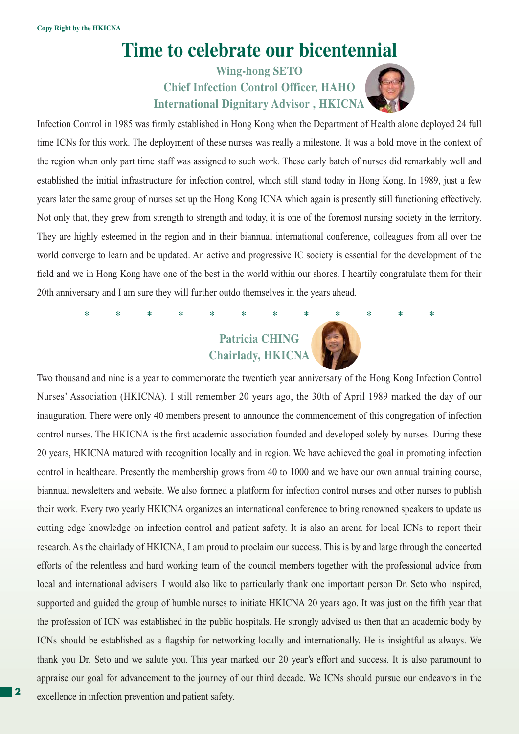# Time to celebrate our bicentennial

**Wing-hong SETO**
**Chief Infection Control Officer, HAHO**
**International Dignitary Advisor , HKICNA**

Infection Control in 1985 was firmly established in Hong Kong when the Department of Health alone deployed 24 full time ICNs for this work. The deployment of these nurses was really a milestone. It was a bold move in the context of the region when only part time staff was assigned to such work. These early batch of nurses did remarkably well and established the initial infrastructure for infection control, which still stand today in Hong Kong. In 1989, just a few years later the same group of nurses set up the Hong Kong ICNA which again is presently still functioning effectively. Not only that, they grew from strength to strength and today, it is one of the foremost nursing society in the territory. They are highly esteemed in the region and in their biannual international conference, colleagues from all over the world converge to learn and be updated. An active and progressive IC society is essential for the development of the field and we in Hong Kong have one of the best in the world within our shores. I heartily congratulate them for their 20th anniversary and I am sure they will further outdo themselves in the years ahead.

\* \* \* \* \* \* \* \* \* \* \* \*

**Patricia CHING**
**Chairlady, HKICNA**

Two thousand and nine is a year to commemorate the twentieth year anniversary of the Hong Kong Infection Control Nurses' Association (HKICNA). I still remember 20 years ago, the 30th of April 1989 marked the day of our inauguration. There were only 40 members present to announce the commencement of this congregation of infection control nurses. The HKICNA is the first academic association founded and developed solely by nurses. During these 20 years, HKICNA matured with recognition locally and in region. We have achieved the goal in promoting infection control in healthcare. Presently the membership grows from 40 to 1000 and we have our own annual training course, biannual newsletters and website. We also formed a platform for infection control nurses and other nurses to publish their work. Every two yearly HKICNA organizes an international conference to bring renowned speakers to update us cutting edge knowledge on infection control and patient safety. It is also an arena for local ICNs to report their research. As the chairlady of HKICNA, I am proud to proclaim our success. This is by and large through the concerted efforts of the relentless and hard working team of the council members together with the professional advice from local and international advisers. I would also like to particularly thank one important person Dr. Seto who inspired, supported and guided the group of humble nurses to initiate HKICNA 20 years ago. It was just on the fifth year that the profession of ICN was established in the public hospitals. He strongly advised us then that an academic body by ICNs should be established as a flagship for networking locally and internationally. He is insightful as always. We thank you Dr. Seto and we salute you. This year marked our 20 year's effort and success. It is also paramount to appraise our goal for advancement to the journey of our third decade. We ICNs should pursue our endeavors in the excellence in infection prevention and patient safety.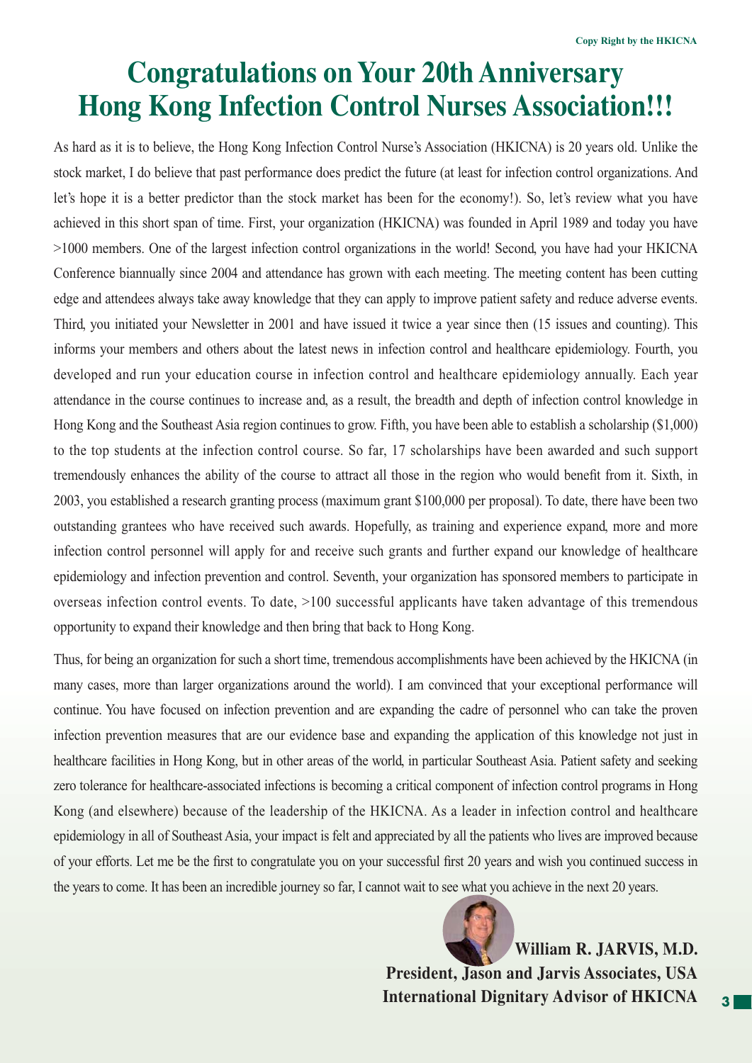# Congratulations on Your 20th Anniversary Hong Kong Infection Control Nurses Association!!!

As hard as it is to believe, the Hong Kong Infection Control Nurse's Association (HKICNA) is 20 years old. Unlike the stock market, I do believe that past performance does predict the future (at least for infection control organizations. And let's hope it is a better predictor than the stock market has been for the economy!). So, let's review what you have achieved in this short span of time. First, your organization (HKICNA) was founded in April 1989 and today you have >1000 members. One of the largest infection control organizations in the world! Second, you have had your HKICNA Conference biannually since 2004 and attendance has grown with each meeting. The meeting content has been cutting edge and attendees always take away knowledge that they can apply to improve patient safety and reduce adverse events. Third, you initiated your Newsletter in 2001 and have issued it twice a year since then (15 issues and counting). This informs your members and others about the latest news in infection control and healthcare epidemiology. Fourth, you developed and run your education course in infection control and healthcare epidemiology annually. Each year attendance in the course continues to increase and, as a result, the breadth and depth of infection control knowledge in Hong Kong and the Southeast Asia region continues to grow. Fifth, you have been able to establish a scholarship ($1,000) to the top students at the infection control course. So far, 17 scholarships have been awarded and such support tremendously enhances the ability of the course to attract all those in the region who would benefit from it. Sixth, in 2003, you established a research granting process (maximum grant $100,000 per proposal). To date, there have been two outstanding grantees who have received such awards. Hopefully, as training and experience expand, more and more infection control personnel will apply for and receive such grants and further expand our knowledge of healthcare epidemiology and infection prevention and control. Seventh, your organization has sponsored members to participate in overseas infection control events. To date, >100 successful applicants have taken advantage of this tremendous opportunity to expand their knowledge and then bring that back to Hong Kong.

Thus, for being an organization for such a short time, tremendous accomplishments have been achieved by the HKICNA (in many cases, more than larger organizations around the world). I am convinced that your exceptional performance will continue. You have focused on infection prevention and are expanding the cadre of personnel who can take the proven infection prevention measures that are our evidence base and expanding the application of this knowledge not just in healthcare facilities in Hong Kong, but in other areas of the world, in particular Southeast Asia. Patient safety and seeking zero tolerance for healthcare-associated infections is becoming a critical component of infection control programs in Hong Kong (and elsewhere) because of the leadership of the HKICNA. As a leader in infection control and healthcare epidemiology in all of Southeast Asia, your impact is felt and appreciated by all the patients who lives are improved because of your efforts. Let me be the first to congratulate you on your successful first 20 years and wish you continued success in the years to come. It has been an incredible journey so far, I cannot wait to see what you achieve in the next 20 years.

**William R. JARVIS, M.D.**
**President, Jason and Jarvis Associates, USA**
**International Dignitary Advisor of HKICNA**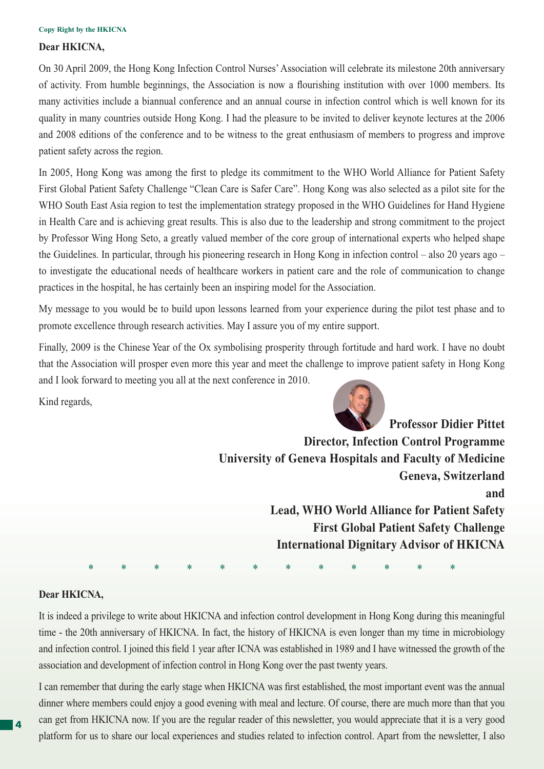Copy Right by the HKICNA

**Dear HKICNA,**

On 30 April 2009, the Hong Kong Infection Control Nurses' Association will celebrate its milestone 20th anniversary of activity. From humble beginnings, the Association is now a flourishing institution with over 1000 members. Its many activities include a biannual conference and an annual course in infection control which is well known for its quality in many countries outside Hong Kong. I had the pleasure to be invited to deliver keynote lectures at the 2006 and 2008 editions of the conference and to be witness to the great enthusiasm of members to progress and improve patient safety across the region.

In 2005, Hong Kong was among the first to pledge its commitment to the WHO World Alliance for Patient Safety First Global Patient Safety Challenge "Clean Care is Safer Care". Hong Kong was also selected as a pilot site for the WHO South East Asia region to test the implementation strategy proposed in the WHO Guidelines for Hand Hygiene in Health Care and is achieving great results. This is also due to the leadership and strong commitment to the project by Professor Wing Hong Seto, a greatly valued member of the core group of international experts who helped shape the Guidelines. In particular, through his pioneering research in Hong Kong in infection control – also 20 years ago – to investigate the educational needs of healthcare workers in patient care and the role of communication to change practices in the hospital, he has certainly been an inspiring model for the Association.

My message to you would be to build upon lessons learned from your experience during the pilot test phase and to promote excellence through research activities. May I assure you of my entire support.

Finally, 2009 is the Chinese Year of the Ox symbolising prosperity through fortitude and hard work. I have no doubt that the Association will prosper even more this year and meet the challenge to improve patient safety in Hong Kong and I look forward to meeting you all at the next conference in 2010.

Kind regards,

**Professor Didier Pittet**
**Director, Infection Control Programme**
**University of Geneva Hospitals and Faculty of Medicine**
**Geneva, Switzerland**
**and**
**Lead, WHO World Alliance for Patient Safety**
**First Global Patient Safety Challenge**
**International Dignitary Advisor of HKICNA**

\* \* \* \* \* \* \* \* \* \* \* \*

**Dear HKICNA,**

It is indeed a privilege to write about HKICNA and infection control development in Hong Kong during this meaningful time - the 20th anniversary of HKICNA. In fact, the history of HKICNA is even longer than my time in microbiology and infection control. I joined this field 1 year after ICNA was established in 1989 and I have witnessed the growth of the association and development of infection control in Hong Kong over the past twenty years.

I can remember that during the early stage when HKICNA was first established, the most important event was the annual dinner where members could enjoy a good evening with meal and lecture. Of course, there are much more than that you can get from HKICNA now. If you are the regular reader of this newsletter, you would appreciate that it is a very good platform for us to share our local experiences and studies related to infection control. Apart from the newsletter, I also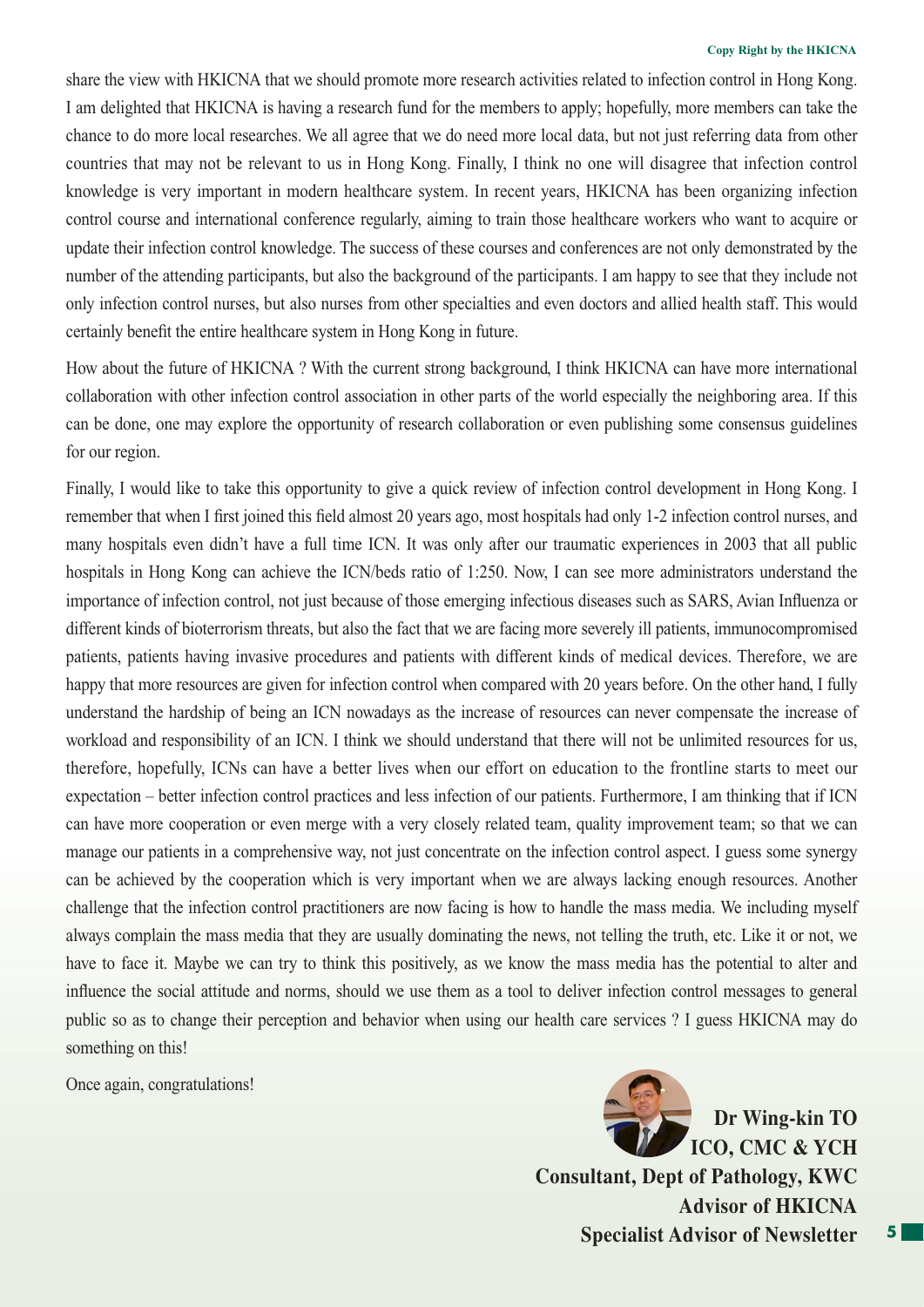share the view with HKICNA that we should promote more research activities related to infection control in Hong Kong. I am delighted that HKICNA is having a research fund for the members to apply; hopefully, more members can take the chance to do more local researches. We all agree that we do need more local data, but not just referring data from other countries that may not be relevant to us in Hong Kong. Finally, I think no one will disagree that infection control knowledge is very important in modern healthcare system. In recent years, HKICNA has been organizing infection control course and international conference regularly, aiming to train those healthcare workers who want to acquire or update their infection control knowledge. The success of these courses and conferences are not only demonstrated by the number of the attending participants, but also the background of the participants. I am happy to see that they include not only infection control nurses, but also nurses from other specialties and even doctors and allied health staff. This would certainly benefit the entire healthcare system in Hong Kong in future.

How about the future of HKICNA ? With the current strong background, I think HKICNA can have more international collaboration with other infection control association in other parts of the world especially the neighboring area. If this can be done, one may explore the opportunity of research collaboration or even publishing some consensus guidelines for our region.

Finally, I would like to take this opportunity to give a quick review of infection control development in Hong Kong. I remember that when I first joined this field almost 20 years ago, most hospitals had only 1-2 infection control nurses, and many hospitals even didn't have a full time ICN. It was only after our traumatic experiences in 2003 that all public hospitals in Hong Kong can achieve the ICN/beds ratio of 1:250. Now, I can see more administrators understand the importance of infection control, not just because of those emerging infectious diseases such as SARS, Avian Influenza or different kinds of bioterrorism threats, but also the fact that we are facing more severely ill patients, immunocompromised patients, patients having invasive procedures and patients with different kinds of medical devices. Therefore, we are happy that more resources are given for infection control when compared with 20 years before. On the other hand, I fully understand the hardship of being an ICN nowadays as the increase of resources can never compensate the increase of workload and responsibility of an ICN. I think we should understand that there will not be unlimited resources for us, therefore, hopefully, ICNs can have a better lives when our effort on education to the frontline starts to meet our expectation – better infection control practices and less infection of our patients. Furthermore, I am thinking that if ICN can have more cooperation or even merge with a very closely related team, quality improvement team; so that we can manage our patients in a comprehensive way, not just concentrate on the infection control aspect. I guess some synergy can be achieved by the cooperation which is very important when we are always lacking enough resources. Another challenge that the infection control practitioners are now facing is how to handle the mass media. We including myself always complain the mass media that they are usually dominating the news, not telling the truth, etc. Like it or not, we have to face it. Maybe we can try to think this positively, as we know the mass media has the potential to alter and influence the social attitude and norms, should we use them as a tool to deliver infection control messages to general public so as to change their perception and behavior when using our health care services ? I guess HKICNA may do something on this!

Once again, congratulations!

**Dr Wing-kin TO**
**ICO, CMC & YCH**
**Consultant, Dept of Pathology, KWC**
**Advisor of HKICNA**
**Specialist Advisor of Newsletter**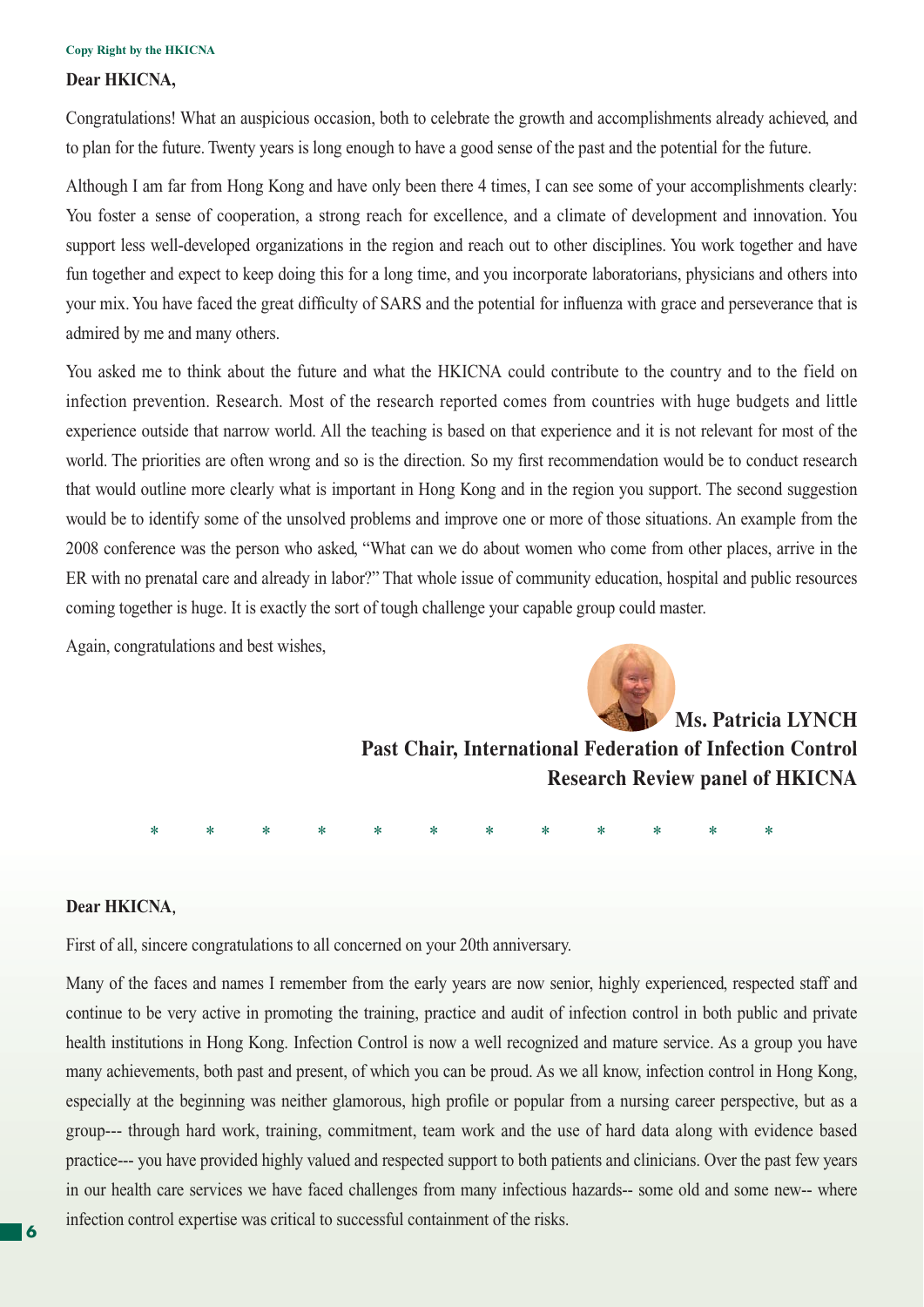Copy Right by the HKICNA

**Dear HKICNA,**

Congratulations! What an auspicious occasion, both to celebrate the growth and accomplishments already achieved, and to plan for the future. Twenty years is long enough to have a good sense of the past and the potential for the future.

Although I am far from Hong Kong and have only been there 4 times, I can see some of your accomplishments clearly: You foster a sense of cooperation, a strong reach for excellence, and a climate of development and innovation. You support less well-developed organizations in the region and reach out to other disciplines. You work together and have fun together and expect to keep doing this for a long time, and you incorporate laboratorians, physicians and others into your mix. You have faced the great difficulty of SARS and the potential for influenza with grace and perseverance that is admired by me and many others.

You asked me to think about the future and what the HKICNA could contribute to the country and to the field on infection prevention. Research. Most of the research reported comes from countries with huge budgets and little experience outside that narrow world. All the teaching is based on that experience and it is not relevant for most of the world. The priorities are often wrong and so is the direction. So my first recommendation would be to conduct research that would outline more clearly what is important in Hong Kong and in the region you support. The second suggestion would be to identify some of the unsolved problems and improve one or more of those situations. An example from the 2008 conference was the person who asked, "What can we do about women who come from other places, arrive in the ER with no prenatal care and already in labor?" That whole issue of community education, hospital and public resources coming together is huge. It is exactly the sort of tough challenge your capable group could master.

Again, congratulations and best wishes,

**Ms. Patricia LYNCH**
**Past Chair, International Federation of Infection Control**
**Research Review panel of HKICNA**

\* \* \* \* \* \* \* \* \* \* \* \*

**Dear HKICNA,**

First of all, sincere congratulations to all concerned on your 20th anniversary.

Many of the faces and names I remember from the early years are now senior, highly experienced, respected staff and continue to be very active in promoting the training, practice and audit of infection control in both public and private health institutions in Hong Kong. Infection Control is now a well recognized and mature service. As a group you have many achievements, both past and present, of which you can be proud. As we all know, infection control in Hong Kong, especially at the beginning was neither glamorous, high profile or popular from a nursing career perspective, but as a group--- through hard work, training, commitment, team work and the use of hard data along with evidence based practice--- you have provided highly valued and respected support to both patients and clinicians. Over the past few years in our health care services we have faced challenges from many infectious hazards-- some old and some new-- where infection control expertise was critical to successful containment of the risks.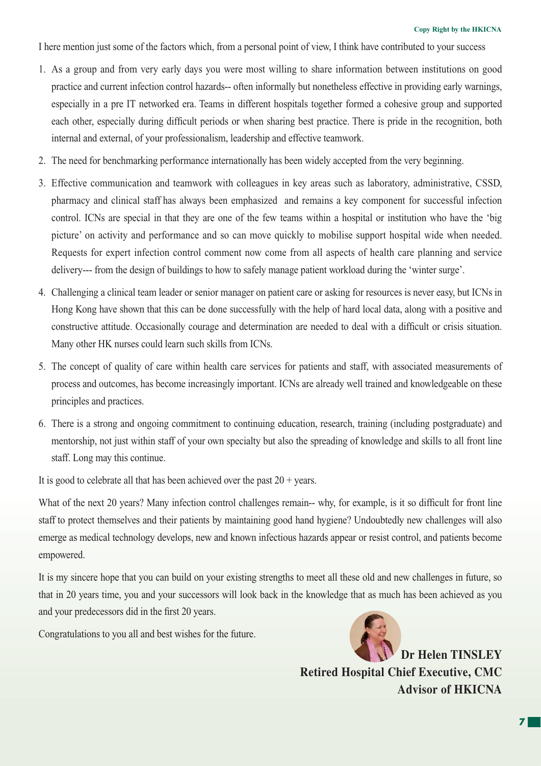I here mention just some of the factors which, from a personal point of view, I think have contributed to your success

1. As a group and from very early days you were most willing to share information between institutions on good practice and current infection control hazards-- often informally but nonetheless effective in providing early warnings, especially in a pre IT networked era. Teams in different hospitals together formed a cohesive group and supported each other, especially during difficult periods or when sharing best practice. There is pride in the recognition, both internal and external, of your professionalism, leadership and effective teamwork.
2. The need for benchmarking performance internationally has been widely accepted from the very beginning.
3. Effective communication and teamwork with colleagues in key areas such as laboratory, administrative, CSSD, pharmacy and clinical staff has always been emphasized and remains a key component for successful infection control. ICNs are special in that they are one of the few teams within a hospital or institution who have the 'big picture' on activity and performance and so can move quickly to mobilise support hospital wide when needed. Requests for expert infection control comment now come from all aspects of health care planning and service delivery--- from the design of buildings to how to safely manage patient workload during the 'winter surge'.
4. Challenging a clinical team leader or senior manager on patient care or asking for resources is never easy, but ICNs in Hong Kong have shown that this can be done successfully with the help of hard local data, along with a positive and constructive attitude. Occasionally courage and determination are needed to deal with a difficult or crisis situation. Many other HK nurses could learn such skills from ICNs.
5. The concept of quality of care within health care services for patients and staff, with associated measurements of process and outcomes, has become increasingly important. ICNs are already well trained and knowledgeable on these principles and practices.
6. There is a strong and ongoing commitment to continuing education, research, training (including postgraduate) and mentorship, not just within staff of your own specialty but also the spreading of knowledge and skills to all front line staff. Long may this continue.

It is good to celebrate all that has been achieved over the past 20 + years.

What of the next 20 years? Many infection control challenges remain-- why, for example, is it so difficult for front line staff to protect themselves and their patients by maintaining good hand hygiene? Undoubtedly new challenges will also emerge as medical technology develops, new and known infectious hazards appear or resist control, and patients become empowered.

It is my sincere hope that you can build on your existing strengths to meet all these old and new challenges in future, so that in 20 years time, you and your successors will look back in the knowledge that as much has been achieved as you and your predecessors did in the first 20 years.

Congratulations to you all and best wishes for the future.

**Dr Helen TINSLEY**
**Retired Hospital Chief Executive, CMC**
**Advisor of HKICNA**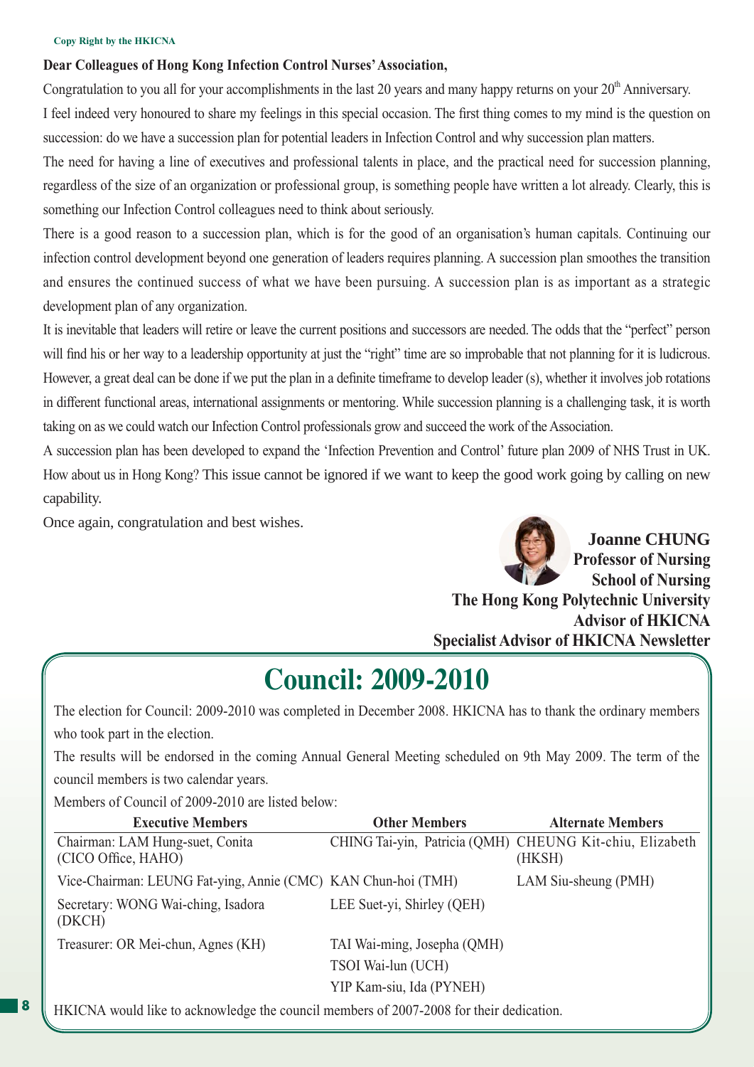Copy Right by the HKICNA

**Dear Colleagues of Hong Kong Infection Control Nurses' Association,**

Congratulation to you all for your accomplishments in the last 20 years and many happy returns on your 20th Anniversary.

I feel indeed very honoured to share my feelings in this special occasion. The first thing comes to my mind is the question on succession: do we have a succession plan for potential leaders in Infection Control and why succession plan matters.

The need for having a line of executives and professional talents in place, and the practical need for succession planning, regardless of the size of an organization or professional group, is something people have written a lot already. Clearly, this is something our Infection Control colleagues need to think about seriously.

There is a good reason to a succession plan, which is for the good of an organisation's human capitals. Continuing our infection control development beyond one generation of leaders requires planning. A succession plan smoothes the transition and ensures the continued success of what we have been pursuing. A succession plan is as important as a strategic development plan of any organization.

It is inevitable that leaders will retire or leave the current positions and successors are needed. The odds that the "perfect" person will find his or her way to a leadership opportunity at just the "right" time are so improbable that not planning for it is ludicrous. However, a great deal can be done if we put the plan in a definite timeframe to develop leader (s), whether it involves job rotations in different functional areas, international assignments or mentoring. While succession planning is a challenging task, it is worth taking on as we could watch our Infection Control professionals grow and succeed the work of the Association.

A succession plan has been developed to expand the 'Infection Prevention and Control' future plan 2009 of NHS Trust in UK. How about us in Hong Kong? This issue cannot be ignored if we want to keep the good work going by calling on new capability.

Once again, congratulation and best wishes.

**Joanne CHUNG**
**Professor of Nursing**
**School of Nursing**
**The Hong Kong Polytechnic University**
**Advisor of HKICNA**
**Specialist Advisor of HKICNA Newsletter**

# Council: 2009-2010

The election for Council: 2009-2010 was completed in December 2008. HKICNA has to thank the ordinary members who took part in the election.

The results will be endorsed in the coming Annual General Meeting scheduled on 9th May 2009. The term of the council members is two calendar years.

Members of Council of 2009-2010 are listed below:

| Executive Members | Other Members | Alternate Members |
|---|---|---|
| Chairman: LAM Hung-suet, Conita (CICO Office, HAHO) | CHING Tai-yin, Patricia (QMH) | CHEUNG Kit-chiu, Elizabeth (HKSH) |
| Vice-Chairman: LEUNG Fat-ying, Annie (CMC) | KAN Chun-hoi (TMH) | LAM Siu-sheung (PMH) |
| Secretary: WONG Wai-ching, Isadora (DKCH) | LEE Suet-yi, Shirley (QEH) | |
| Treasurer: OR Mei-chun, Agnes (KH) | TAI Wai-ming, Josepha (QMH) | |
| | TSOI Wai-lun (UCH) | |
| | YIP Kam-siu, Ida (PYNEH) | |

HKICNA would like to acknowledge the council members of 2007-2008 for their dedication.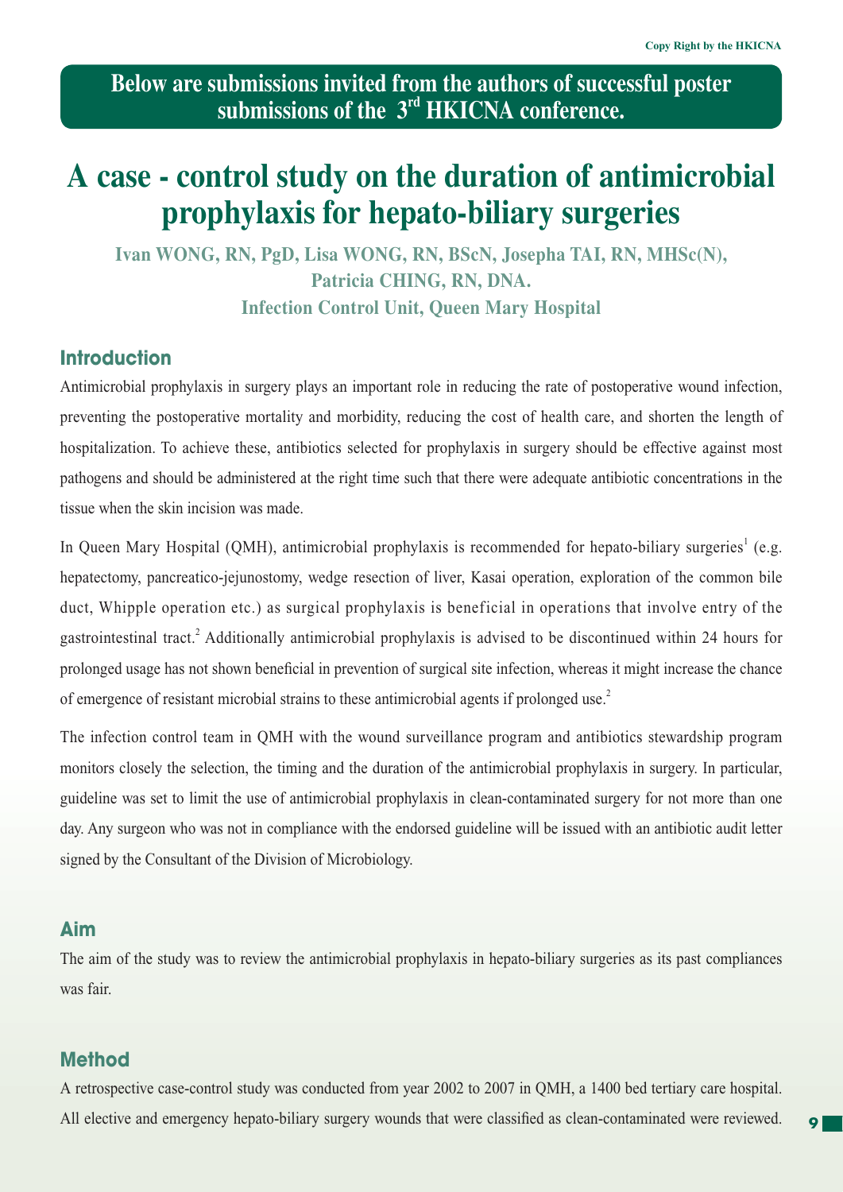**Below are submissions invited from the authors of successful poster submissions of the 3rd HKICNA conference.**

# A case - control study on the duration of antimicrobial prophylaxis for hepato-biliary surgeries

**Ivan WONG, RN, PgD, Lisa WONG, RN, BScN, Josepha TAI, RN, MHSc(N), Patricia CHING, RN, DNA.**

**Infection Control Unit, Queen Mary Hospital**

## Introduction

Antimicrobial prophylaxis in surgery plays an important role in reducing the rate of postoperative wound infection, preventing the postoperative mortality and morbidity, reducing the cost of health care, and shorten the length of hospitalization. To achieve these, antibiotics selected for prophylaxis in surgery should be effective against most pathogens and should be administered at the right time such that there were adequate antibiotic concentrations in the tissue when the skin incision was made.

In Queen Mary Hospital (QMH), antimicrobial prophylaxis is recommended for hepato-biliary surgeries[1] (e.g. hepatectomy, pancreatico-jejunostomy, wedge resection of liver, Kasai operation, exploration of the common bile duct, Whipple operation etc.) as surgical prophylaxis is beneficial in operations that involve entry of the gastrointestinal tract.[2] Additionally antimicrobial prophylaxis is advised to be discontinued within 24 hours for prolonged usage has not shown beneficial in prevention of surgical site infection, whereas it might increase the chance of emergence of resistant microbial strains to these antimicrobial agents if prolonged use.[2]

The infection control team in QMH with the wound surveillance program and antibiotics stewardship program monitors closely the selection, the timing and the duration of the antimicrobial prophylaxis in surgery. In particular, guideline was set to limit the use of antimicrobial prophylaxis in clean-contaminated surgery for not more than one day. Any surgeon who was not in compliance with the endorsed guideline will be issued with an antibiotic audit letter signed by the Consultant of the Division of Microbiology.

## Aim

The aim of the study was to review the antimicrobial prophylaxis in hepato-biliary surgeries as its past compliances was fair.

## Method

A retrospective case-control study was conducted from year 2002 to 2007 in QMH, a 1400 bed tertiary care hospital. All elective and emergency hepato-biliary surgery wounds that were classified as clean-contaminated were reviewed.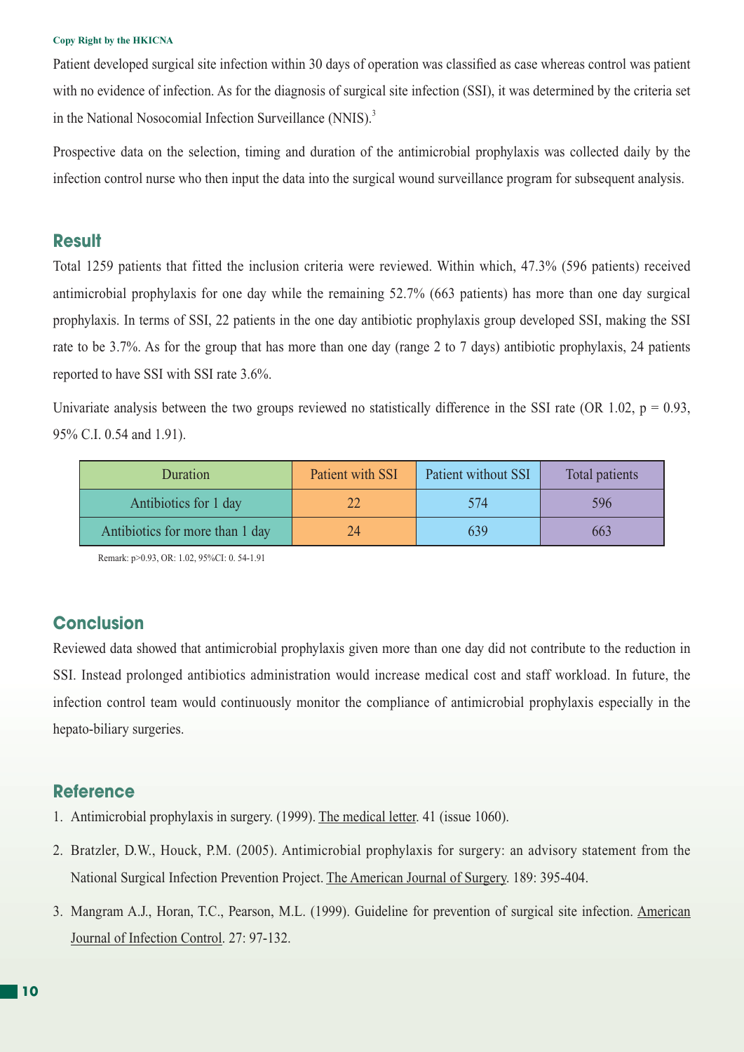Patient developed surgical site infection within 30 days of operation was classified as case whereas control was patient with no evidence of infection. As for the diagnosis of surgical site infection (SSI), it was determined by the criteria set in the National Nosocomial Infection Surveillance (NNIS).[3]

Prospective data on the selection, timing and duration of the antimicrobial prophylaxis was collected daily by the infection control nurse who then input the data into the surgical wound surveillance program for subsequent analysis.

## Result

Total 1259 patients that fitted the inclusion criteria were reviewed. Within which, 47.3% (596 patients) received antimicrobial prophylaxis for one day while the remaining 52.7% (663 patients) has more than one day surgical prophylaxis. In terms of SSI, 22 patients in the one day antibiotic prophylaxis group developed SSI, making the SSI rate to be 3.7%. As for the group that has more than one day (range 2 to 7 days) antibiotic prophylaxis, 24 patients reported to have SSI with SSI rate 3.6%.

Univariate analysis between the two groups reviewed no statistically difference in the SSI rate (OR 1.02, $p = 0.93$, 95% C.I. 0.54 and 1.91).

| Duration | Patient with SSI | Patient without SSI | Total patients |
| --- | --- | --- | --- |
| Antibiotics for 1 day | 22 | 574 | 596 |
| Antibiotics for more than 1 day | 24 | 639 | 663 |

Remark: p>0.93, OR: 1.02, 95%CI: 0. 54-1.91

## Conclusion

Reviewed data showed that antimicrobial prophylaxis given more than one day did not contribute to the reduction in SSI. Instead prolonged antibiotics administration would increase medical cost and staff workload. In future, the infection control team would continuously monitor the compliance of antimicrobial prophylaxis especially in the hepato-biliary surgeries.

## Reference

1. Antimicrobial prophylaxis in surgery. (1999). The medical letter. 41 (issue 1060).
2. Bratzler, D.W., Houck, P.M. (2005). Antimicrobial prophylaxis for surgery: an advisory statement from the National Surgical Infection Prevention Project. The American Journal of Surgery. 189: 395-404.
3. Mangram A.J., Horan, T.C., Pearson, M.L. (1999). Guideline for prevention of surgical site infection. American Journal of Infection Control. 27: 97-132.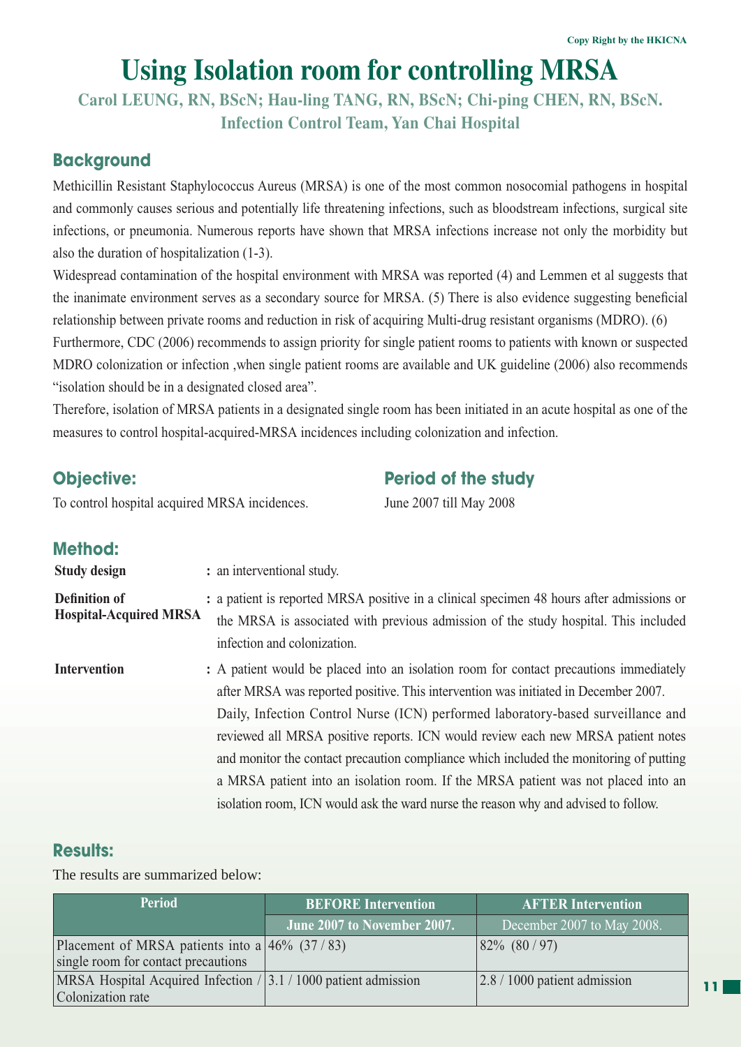# Using Isolation room for controlling MRSA

**Carol LEUNG, RN, BScN; Hau-ling TANG, RN, BScN; Chi-ping CHEN, RN, BScN.**

**Infection Control Team, Yan Chai Hospital**

## Background

Methicillin Resistant Staphylococcus Aureus (MRSA) is one of the most common nosocomial pathogens in hospital and commonly causes serious and potentially life threatening infections, such as bloodstream infections, surgical site infections, or pneumonia. Numerous reports have shown that MRSA infections increase not only the morbidity but also the duration of hospitalization (1-3).

Widespread contamination of the hospital environment with MRSA was reported (4) and Lemmen et al suggests that the inanimate environment serves as a secondary source for MRSA. (5) There is also evidence suggesting beneficial relationship between private rooms and reduction in risk of acquiring Multi-drug resistant organisms (MDRO). (6)

Furthermore, CDC (2006) recommends to assign priority for single patient rooms to patients with known or suspected MDRO colonization or infection ,when single patient rooms are available and UK guideline (2006) also recommends "isolation should be in a designated closed area".

Therefore, isolation of MRSA patients in a designated single room has been initiated in an acute hospital as one of the measures to control hospital-acquired-MRSA incidences including colonization and infection.

## Objective:

To control hospital acquired MRSA incidences.

## Period of the study

June 2007 till May 2008

## Method:

**Study design** : an interventional study.

**Definition of Hospital-Acquired MRSA** : a patient is reported MRSA positive in a clinical specimen 48 hours after admissions or the MRSA is associated with previous admission of the study hospital. This included infection and colonization.

**Intervention** : A patient would be placed into an isolation room for contact precautions immediately after MRSA was reported positive. This intervention was initiated in December 2007.
Daily, Infection Control Nurse (ICN) performed laboratory-based surveillance and reviewed all MRSA positive reports. ICN would review each new MRSA patient notes and monitor the contact precaution compliance which included the monitoring of putting a MRSA patient into an isolation room. If the MRSA patient was not placed into an isolation room, ICN would ask the ward nurse the reason why and advised to follow.

## Results:

The results are summarized below:

| Period | BEFORE Intervention | AFTER Intervention |
|---|---|---|
| | June 2007 to November 2007. | December 2007 to May 2008. |
| Placement of MRSA patients into a single room for contact precautions | 46% (37 / 83) | 82% (80 / 97) |
| MRSA Hospital Acquired Infection / Colonization rate | 3.1 / 1000 patient admission | 2.8 / 1000 patient admission |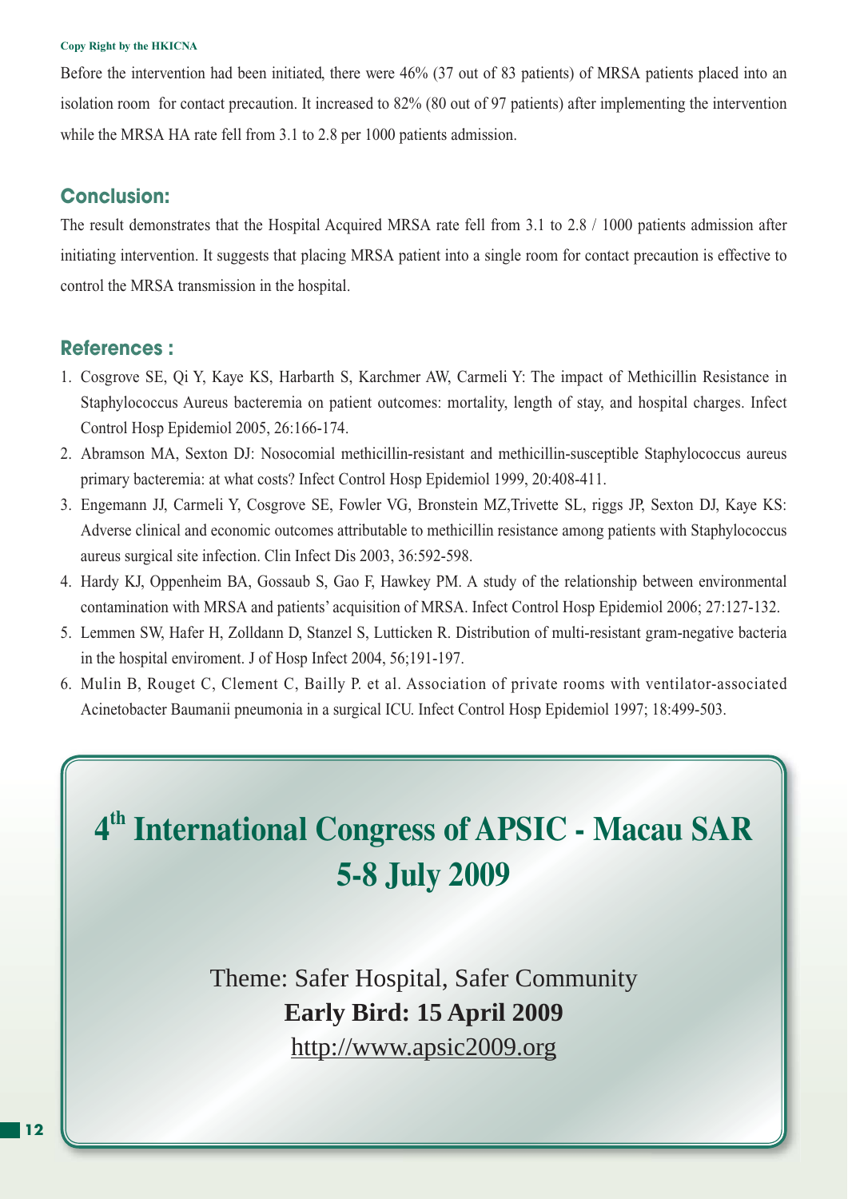Copy Right by the HKICNA

Before the intervention had been initiated, there were 46% (37 out of 83 patients) of MRSA patients placed into an isolation room for contact precaution. It increased to 82% (80 out of 97 patients) after implementing the intervention while the MRSA HA rate fell from 3.1 to 2.8 per 1000 patients admission.

## Conclusion:

The result demonstrates that the Hospital Acquired MRSA rate fell from 3.1 to 2.8 / 1000 patients admission after initiating intervention. It suggests that placing MRSA patient into a single room for contact precaution is effective to control the MRSA transmission in the hospital.

## References :

1. Cosgrove SE, Qi Y, Kaye KS, Harbarth S, Karchmer AW, Carmeli Y: The impact of Methicillin Resistance in Staphylococcus Aureus bacteremia on patient outcomes: mortality, length of stay, and hospital charges. Infect Control Hosp Epidemiol 2005, 26:166-174.
2. Abramson MA, Sexton DJ: Nosocomial methicillin-resistant and methicillin-susceptible Staphylococcus aureus primary bacteremia: at what costs? Infect Control Hosp Epidemiol 1999, 20:408-411.
3. Engemann JJ, Carmeli Y, Cosgrove SE, Fowler VG, Bronstein MZ,Trivette SL, riggs JP, Sexton DJ, Kaye KS: Adverse clinical and economic outcomes attributable to methicillin resistance among patients with Staphylococcus aureus surgical site infection. Clin Infect Dis 2003, 36:592-598.
4. Hardy KJ, Oppenheim BA, Gossaub S, Gao F, Hawkey PM. A study of the relationship between environmental contamination with MRSA and patients' acquisition of MRSA. Infect Control Hosp Epidemiol 2006; 27:127-132.
5. Lemmen SW, Hafer H, Zolldann D, Stanzel S, Lutticken R. Distribution of multi-resistant gram-negative bacteria in the hospital enviroment. J of Hosp Infect 2004, 56;191-197.
6. Mulin B, Rouget C, Clement C, Bailly P. et al. Association of private rooms with ventilator-associated Acinetobacter Baumanii pneumonia in a surgical ICU. Infect Control Hosp Epidemiol 1997; 18:499-503.

# 4th International Congress of APSIC - Macau SAR 5-8 July 2009

Theme: Safer Hospital, Safer Community

**Early Bird: 15 April 2009**

http://www.apsic2009.org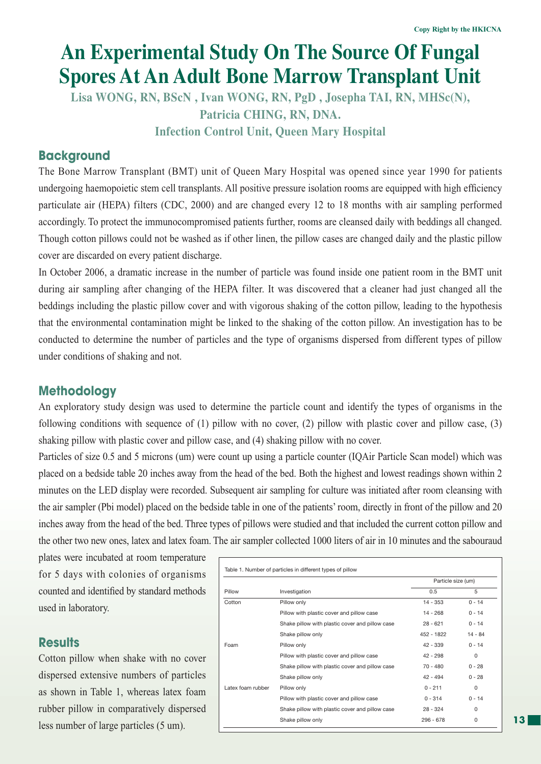# An Experimental Study On The Source Of Fungal Spores At An Adult Bone Marrow Transplant Unit

**Lisa WONG, RN, BScN , Ivan WONG, RN, PgD , Josepha TAI, RN, MHSc(N), Patricia CHING, RN, DNA.**

**Infection Control Unit, Queen Mary Hospital**

## Background

The Bone Marrow Transplant (BMT) unit of Queen Mary Hospital was opened since year 1990 for patients undergoing haemopoietic stem cell transplants. All positive pressure isolation rooms are equipped with high efficiency particulate air (HEPA) filters (CDC, 2000) and are changed every 12 to 18 months with air sampling performed accordingly. To protect the immunocompromised patients further, rooms are cleansed daily with beddings all changed. Though cotton pillows could not be washed as if other linen, the pillow cases are changed daily and the plastic pillow cover are discarded on every patient discharge.

In October 2006, a dramatic increase in the number of particle was found inside one patient room in the BMT unit during air sampling after changing of the HEPA filter. It was discovered that a cleaner had just changed all the beddings including the plastic pillow cover and with vigorous shaking of the cotton pillow, leading to the hypothesis that the environmental contamination might be linked to the shaking of the cotton pillow. An investigation has to be conducted to determine the number of particles and the type of organisms dispersed from different types of pillow under conditions of shaking and not.

## Methodology

An exploratory study design was used to determine the particle count and identify the types of organisms in the following conditions with sequence of (1) pillow with no cover, (2) pillow with plastic cover and pillow case, (3) shaking pillow with plastic cover and pillow case, and (4) shaking pillow with no cover.

Particles of size 0.5 and 5 microns (um) were count up using a particle counter (IQAir Particle Scan model) which was placed on a bedside table 20 inches away from the head of the bed. Both the highest and lowest readings shown within 2 minutes on the LED display were recorded. Subsequent air sampling for culture was initiated after room cleansing with the air sampler (Pbi model) placed on the bedside table in one of the patients' room, directly in front of the pillow and 20 inches away from the head of the bed. Three types of pillows were studied and that included the current cotton pillow and the other two new ones, latex and latex foam. The air sampler collected 1000 liters of air in 10 minutes and the sabouraud plates were incubated at room temperature for 5 days with colonies of organisms counted and identified by standard methods used in laboratory.

## Results

Cotton pillow when shake with no cover dispersed extensive numbers of particles as shown in Table 1, whereas latex foam rubber pillow in comparatively dispersed less number of large particles (5 um).

Table 1. Number of particles in different types of pillow

| Pillow | Investigation | Particle size (um) | |
|---|---|---|---|
| | | 0.5 | 5 |
| Cotton | Pillow only | 14 - 353 | 0 - 14 |
| | Pillow with plastic cover and pillow case | 14 - 268 | 0 - 14 |
| | Shake pillow with plastic cover and pillow case | 28 - 621 | 0 - 14 |
| | Shake pillow only | 452 - 1822 | 14 - 84 |
| Foam | Pillow only | 42 - 339 | 0 - 14 |
| | Pillow with plastic cover and pillow case | 42 - 298 | 0 |
| | Shake pillow with plastic cover and pillow case | 70 - 480 | 0 - 28 |
| | Shake pillow only | 42 - 494 | 0 - 28 |
| Latex foam rubber | Pillow only | 0 - 211 | 0 |
| | Pillow with plastic cover and pillow case | 0 - 314 | 0 - 14 |
| | Shake pillow with plastic cover and pillow case | 28 - 324 | 0 |
| | Shake pillow only | 296 - 678 | 0 |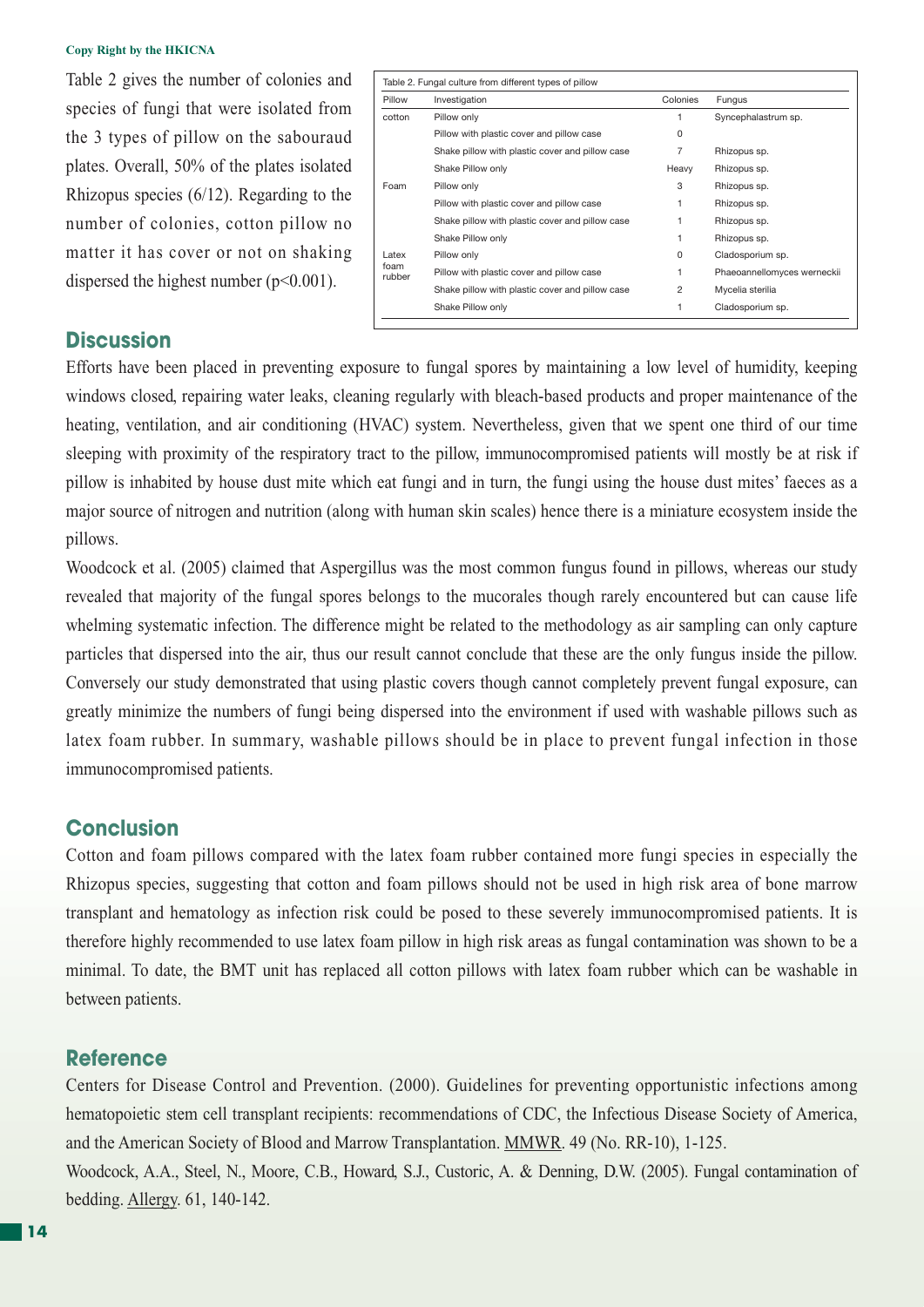Table 2 gives the number of colonies and species of fungi that were isolated from the 3 types of pillow on the sabouraud plates. Overall, 50% of the plates isolated Rhizopus species (6/12). Regarding to the number of colonies, cotton pillow no matter it has cover or not on shaking dispersed the highest number ($p<0.001$).

Table 2. Fungal culture from different types of pillow

| Pillow | Investigation | Colonies | Fungus |
|---|---|---|---|
| cotton | Pillow only | 1 | Syncephalastrum sp. |
| | Pillow with plastic cover and pillow case | 0 | |
| | Shake pillow with plastic cover and pillow case | 7 | Rhizopus sp. |
| | Shake Pillow only | Heavy | Rhizopus sp. |
| Foam | Pillow only | 3 | Rhizopus sp. |
| | Pillow with plastic cover and pillow case | 1 | Rhizopus sp. |
| | Shake pillow with plastic cover and pillow case | 1 | Rhizopus sp. |
| | Shake Pillow only | 1 | Rhizopus sp. |
| Latex foam rubber | Pillow only | 0 | Cladosporium sp. |
| | Pillow with plastic cover and pillow case | 1 | Phaeoannellomyces werneckii |
| | Shake pillow with plastic cover and pillow case | 2 | Mycelia sterilia |
| | Shake Pillow only | 1 | Cladosporium sp. |

## Discussion

Efforts have been placed in preventing exposure to fungal spores by maintaining a low level of humidity, keeping windows closed, repairing water leaks, cleaning regularly with bleach-based products and proper maintenance of the heating, ventilation, and air conditioning (HVAC) system. Nevertheless, given that we spent one third of our time sleeping with proximity of the respiratory tract to the pillow, immunocompromised patients will mostly be at risk if pillow is inhabited by house dust mite which eat fungi and in turn, the fungi using the house dust mites' faeces as a major source of nitrogen and nutrition (along with human skin scales) hence there is a miniature ecosystem inside the pillows.

Woodcock et al. (2005) claimed that Aspergillus was the most common fungus found in pillows, whereas our study revealed that majority of the fungal spores belongs to the mucorales though rarely encountered but can cause life whelming systematic infection. The difference might be related to the methodology as air sampling can only capture particles that dispersed into the air, thus our result cannot conclude that these are the only fungus inside the pillow. Conversely our study demonstrated that using plastic covers though cannot completely prevent fungal exposure, can greatly minimize the numbers of fungi being dispersed into the environment if used with washable pillows such as latex foam rubber. In summary, washable pillows should be in place to prevent fungal infection in those immunocompromised patients.

## Conclusion

Cotton and foam pillows compared with the latex foam rubber contained more fungi species in especially the Rhizopus species, suggesting that cotton and foam pillows should not be used in high risk area of bone marrow transplant and hematology as infection risk could be posed to these severely immunocompromised patients. It is therefore highly recommended to use latex foam pillow in high risk areas as fungal contamination was shown to be a minimal. To date, the BMT unit has replaced all cotton pillows with latex foam rubber which can be washable in between patients.

## Reference

Centers for Disease Control and Prevention. (2000). Guidelines for preventing opportunistic infections among hematopoietic stem cell transplant recipients: recommendations of CDC, the Infectious Disease Society of America, and the American Society of Blood and Marrow Transplantation. MMWR. 49 (No. RR-10), 1-125.

Woodcock, A.A., Steel, N., Moore, C.B., Howard, S.J., Custoric, A. & Denning, D.W. (2005). Fungal contamination of bedding. Allergy. 61, 140-142.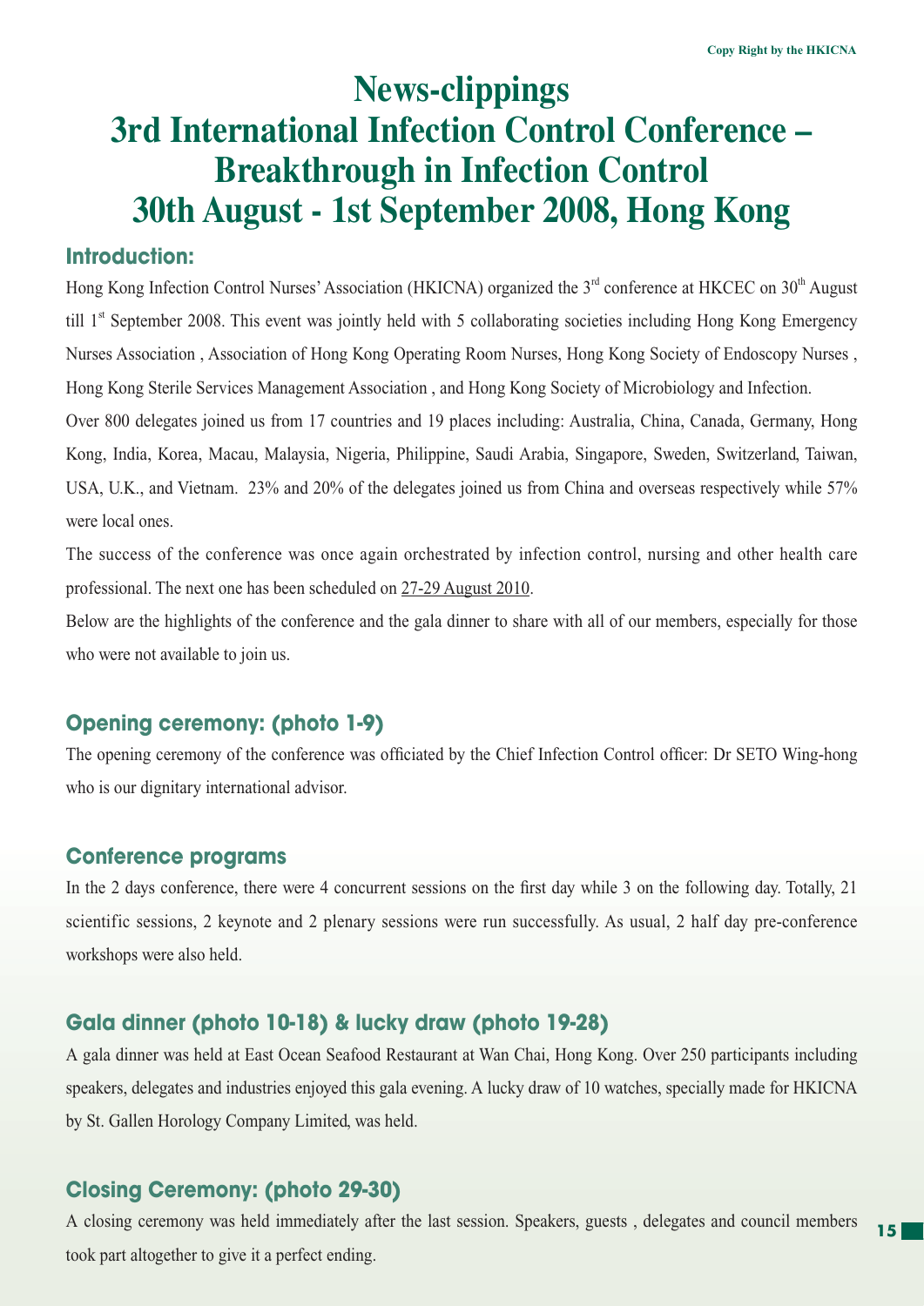# News-clippings
# 3rd International Infection Control Conference – Breakthrough in Infection Control
# 30th August - 1st September 2008, Hong Kong

## Introduction:

Hong Kong Infection Control Nurses' Association (HKICNA) organized the 3rd conference at HKCEC on 30th August till 1st September 2008. This event was jointly held with 5 collaborating societies including Hong Kong Emergency Nurses Association , Association of Hong Kong Operating Room Nurses, Hong Kong Society of Endoscopy Nurses , Hong Kong Sterile Services Management Association , and Hong Kong Society of Microbiology and Infection.

Over 800 delegates joined us from 17 countries and 19 places including: Australia, China, Canada, Germany, Hong Kong, India, Korea, Macau, Malaysia, Nigeria, Philippine, Saudi Arabia, Singapore, Sweden, Switzerland, Taiwan, USA, U.K., and Vietnam. 23% and 20% of the delegates joined us from China and overseas respectively while 57% were local ones.

The success of the conference was once again orchestrated by infection control, nursing and other health care professional. The next one has been scheduled on 27-29 August 2010.

Below are the highlights of the conference and the gala dinner to share with all of our members, especially for those who were not available to join us.

## Opening ceremony: (photo 1-9)

The opening ceremony of the conference was officiated by the Chief Infection Control officer: Dr SETO Wing-hong who is our dignitary international advisor.

## Conference programs

In the 2 days conference, there were 4 concurrent sessions on the first day while 3 on the following day. Totally, 21 scientific sessions, 2 keynote and 2 plenary sessions were run successfully. As usual, 2 half day pre-conference workshops were also held.

## Gala dinner (photo 10-18) & lucky draw (photo 19-28)

A gala dinner was held at East Ocean Seafood Restaurant at Wan Chai, Hong Kong. Over 250 participants including speakers, delegates and industries enjoyed this gala evening. A lucky draw of 10 watches, specially made for HKICNA by St. Gallen Horology Company Limited, was held.

## Closing Ceremony: (photo 29-30)

A closing ceremony was held immediately after the last session. Speakers, guests , delegates and council members took part altogether to give it a perfect ending.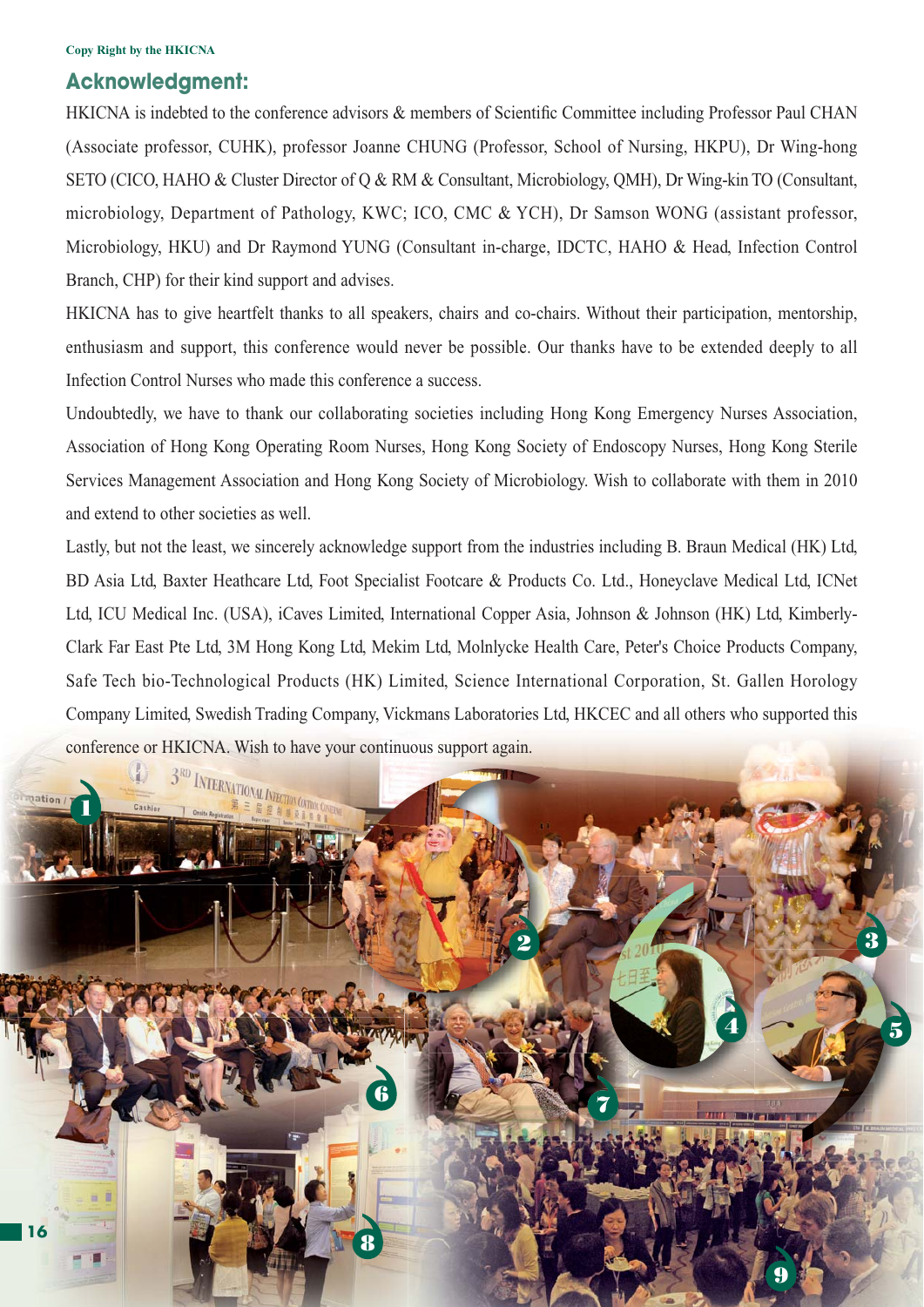Copy Right by the HKICNA

## Acknowledgment:

HKICNA is indebted to the conference advisors & members of Scientific Committee including Professor Paul CHAN (Associate professor, CUHK), professor Joanne CHUNG (Professor, School of Nursing, HKPU), Dr Wing-hong SETO (CICO, HAHO & Cluster Director of Q & RM & Consultant, Microbiology, QMH), Dr Wing-kin TO (Consultant, microbiology, Department of Pathology, KWC; ICO, CMC & YCH), Dr Samson WONG (assistant professor, Microbiology, HKU) and Dr Raymond YUNG (Consultant in-charge, IDCTC, HAHO & Head, Infection Control Branch, CHP) for their kind support and advises.

HKICNA has to give heartfelt thanks to all speakers, chairs and co-chairs. Without their participation, mentorship, enthusiasm and support, this conference would never be possible. Our thanks have to be extended deeply to all Infection Control Nurses who made this conference a success.

Undoubtedly, we have to thank our collaborating societies including Hong Kong Emergency Nurses Association, Association of Hong Kong Operating Room Nurses, Hong Kong Society of Endoscopy Nurses, Hong Kong Sterile Services Management Association and Hong Kong Society of Microbiology. Wish to collaborate with them in 2010 and extend to other societies as well.

Lastly, but not the least, we sincerely acknowledge support from the industries including B. Braun Medical (HK) Ltd, BD Asia Ltd, Baxter Heathcare Ltd, Foot Specialist Footcare & Products Co. Ltd., Honeyclave Medical Ltd, ICNet Ltd, ICU Medical Inc. (USA), iCaves Limited, International Copper Asia, Johnson & Johnson (HK) Ltd, Kimberly-Clark Far East Pte Ltd, 3M Hong Kong Ltd, Mekim Ltd, Molnlycke Health Care, Peter's Choice Products Company, Safe Tech bio-Technological Products (HK) Limited, Science International Corporation, St. Gallen Horology Company Limited, Swedish Trading Company, Vickmans Laboratories Ltd, HKCEC and all others who supported this conference or HKICNA. Wish to have your continuous support again.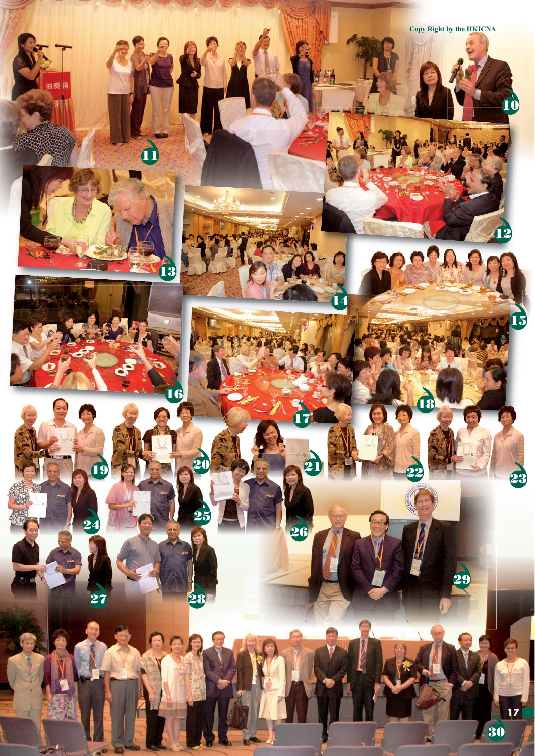Copy Right by the HKICNA

11

10

12

13

14

15

16

17

18

19

20

21

22

23

24

25

26

27

28

29

30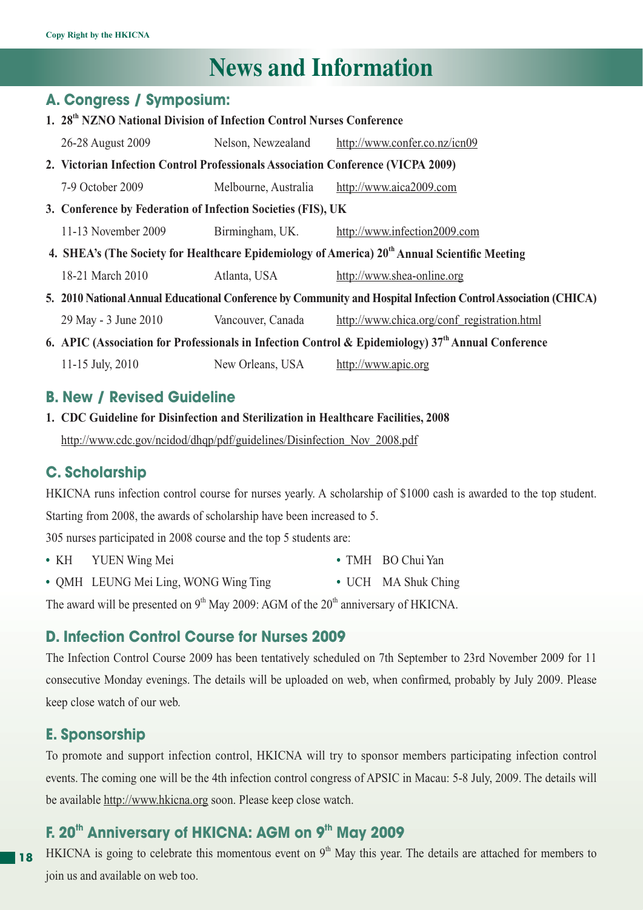# News and Information

## A. Congress / Symposium:

1. **28th NZNO National Division of Infection Control Nurses Conference**
   26-28 August 2009 Nelson, Newzealand http://www.confer.co.nz/icn09

2. **Victorian Infection Control Professionals Association Conference (VICPA 2009)**
   7-9 October 2009 Melbourne, Australia http://www.aica2009.com

3. **Conference by Federation of Infection Societies (FIS), UK**
   11-13 November 2009 Birmingham, UK. http://www.infection2009.com

4. **SHEA's (The Society for Healthcare Epidemiology of America) 20th Annual Scientific Meeting**
   18-21 March 2010 Atlanta, USA http://www.shea-online.org

5. **2010 National Annual Educational Conference by Community and Hospital Infection Control Association (CHICA)**
   29 May - 3 June 2010 Vancouver, Canada http://www.chica.org/conf_registration.html

6. **APIC (Association for Professionals in Infection Control & Epidemiology) 37th Annual Conference**
   11-15 July, 2010 New Orleans, USA http://www.apic.org

## B. New / Revised Guideline

1. **CDC Guideline for Disinfection and Sterilization in Healthcare Facilities, 2008**
   http://www.cdc.gov/ncidod/dhqp/pdf/guidelines/Disinfection_Nov_2008.pdf

## C. Scholarship

HKICNA runs infection control course for nurses yearly. A scholarship of $1000 cash is awarded to the top student. Starting from 2008, the awards of scholarship have been increased to 5.

305 nurses participated in 2008 course and the top 5 students are:

- KH YUEN Wing Mei
- TMH BO Chui Yan
- QMH LEUNG Mei Ling, WONG Wing Ting
- UCH MA Shuk Ching

The award will be presented on 9th May 2009: AGM of the 20th anniversary of HKICNA.

## D. Infection Control Course for Nurses 2009

The Infection Control Course 2009 has been tentatively scheduled on 7th September to 23rd November 2009 for 11 consecutive Monday evenings. The details will be uploaded on web, when confirmed, probably by July 2009. Please keep close watch of our web.

## E. Sponsorship

To promote and support infection control, HKICNA will try to sponsor members participating infection control events. The coming one will be the 4th infection control congress of APSIC in Macau: 5-8 July, 2009. The details will be available http://www.hkicna.org soon. Please keep close watch.

## F. 20th Anniversary of HKICNA: AGM on 9th May 2009

HKICNA is going to celebrate this momentous event on 9th May this year. The details are attached for members to join us and available on web too.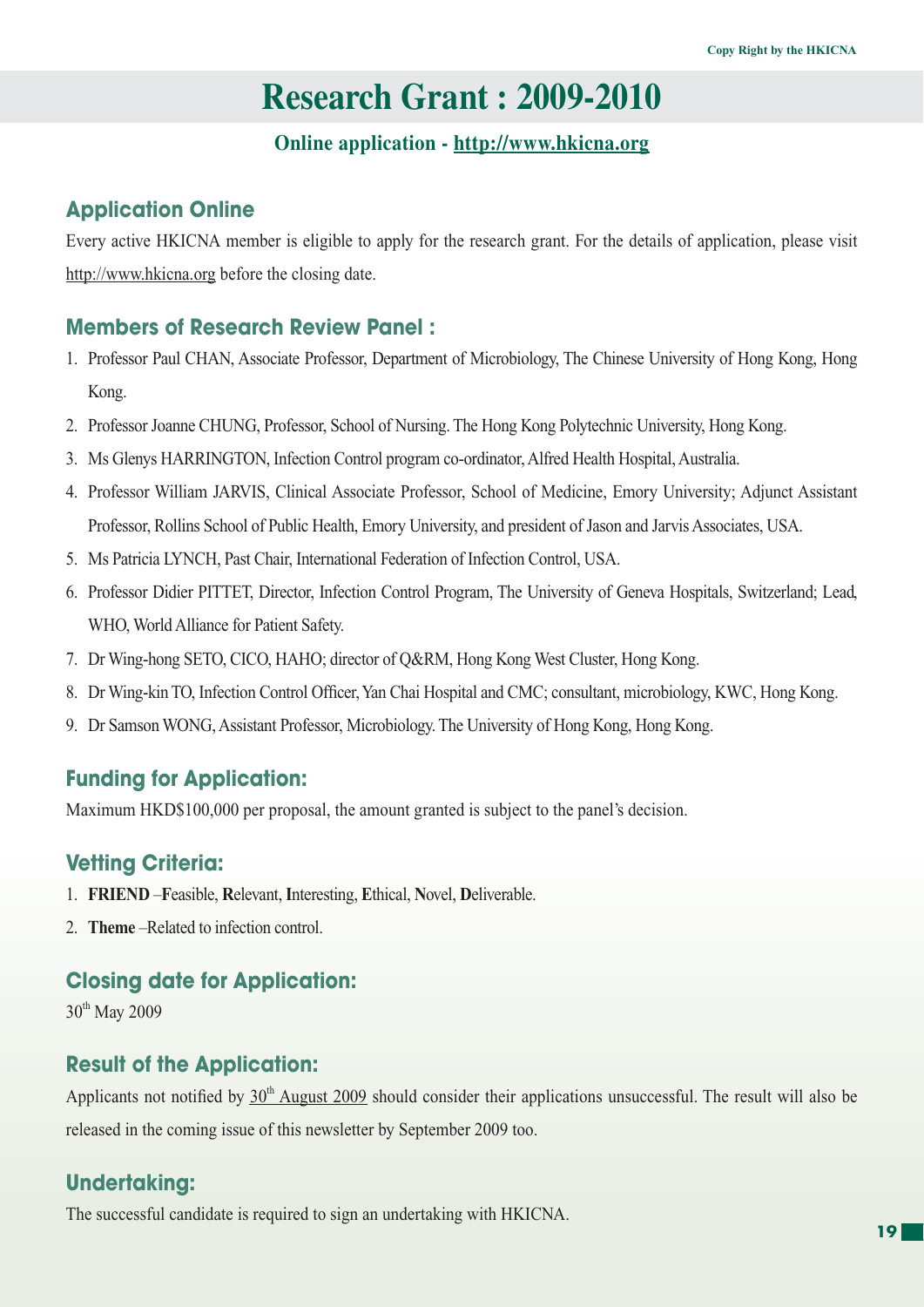# Research Grant : 2009-2010

**Online application - http://www.hkicna.org**

## Application Online

Every active HKICNA member is eligible to apply for the research grant. For the details of application, please visit http://www.hkicna.org before the closing date.

## Members of Research Review Panel :

1. Professor Paul CHAN, Associate Professor, Department of Microbiology, The Chinese University of Hong Kong, Hong Kong.
2. Professor Joanne CHUNG, Professor, School of Nursing. The Hong Kong Polytechnic University, Hong Kong.
3. Ms Glenys HARRINGTON, Infection Control program co-ordinator, Alfred Health Hospital, Australia.
4. Professor William JARVIS, Clinical Associate Professor, School of Medicine, Emory University; Adjunct Assistant Professor, Rollins School of Public Health, Emory University, and president of Jason and Jarvis Associates, USA.
5. Ms Patricia LYNCH, Past Chair, International Federation of Infection Control, USA.
6. Professor Didier PITTET, Director, Infection Control Program, The University of Geneva Hospitals, Switzerland; Lead, WHO, World Alliance for Patient Safety.
7. Dr Wing-hong SETO, CICO, HAHO; director of Q&RM, Hong Kong West Cluster, Hong Kong.
8. Dr Wing-kin TO, Infection Control Officer, Yan Chai Hospital and CMC; consultant, microbiology, KWC, Hong Kong.
9. Dr Samson WONG, Assistant Professor, Microbiology. The University of Hong Kong, Hong Kong.

## Funding for Application:

Maximum HKD$100,000 per proposal, the amount granted is subject to the panel's decision.

## Vetting Criteria:

1. **FRIEND** –**F**easible, **R**elevant, **I**nteresting, **E**thical, **N**ovel, **D**eliverable.
2. **Theme** –Related to infection control.

## Closing date for Application:

30th May 2009

## Result of the Application:

Applicants not notified by 30th August 2009 should consider their applications unsuccessful. The result will also be released in the coming issue of this newsletter by September 2009 too.

## Undertaking:

The successful candidate is required to sign an undertaking with HKICNA.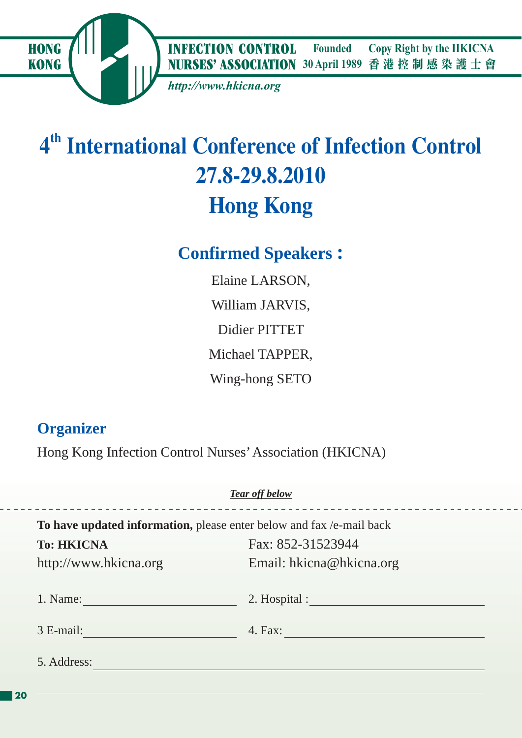HONG KONG INFECTION CONTROL NURSES' ASSOCIATION Founded 30 April 1989 Copy Right by the HKICNA 香港控制感染護士會

*http://www.hkicna.org*

# 4th International Conference of Infection Control 27.8-29.8.2010 Hong Kong

## Confirmed Speakers：

Elaine LARSON,

William JARVIS,

Didier PITTET

Michael TAPPER,

Wing-hong SETO

## Organizer

Hong Kong Infection Control Nurses' Association (HKICNA)

***Tear off below***

---

**To have updated information,** please enter below and fax /e-mail back

**To: HKICNA** Fax: 852-31523944

http://www.hkicna.org Email: hkicna@hkicna.org

1. Name: ______________ 2. Hospital : ______________

3 E-mail: ______________ 4. Fax: ______________

5. Address: ______________________________

______________________________